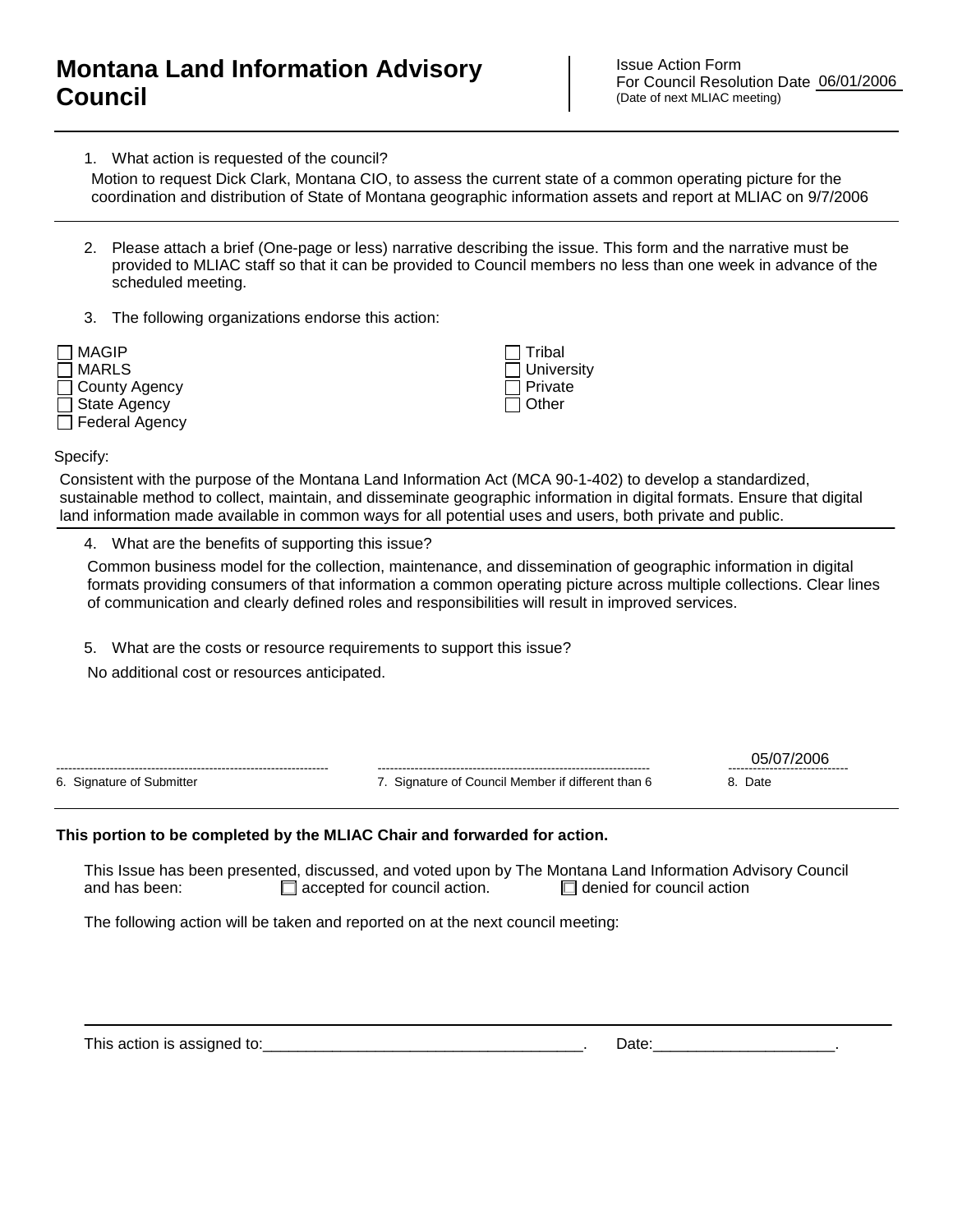# Montana Land Information Advisory Council

Issue Action Form
For Council Resolution Date 06/01/2006
(Date of next MLIAC meeting)

---

1. What action is requested of the council?

   Motion to request Dick Clark, Montana CIO, to assess the current state of a common operating picture for the coordination and distribution of State of Montana geographic information assets and report at MLIAC on 9/7/2006

---

2. Please attach a brief (One-page or less) narrative describing the issue. This form and the narrative must be provided to MLIAC staff so that it can be provided to Council members no less than one week in advance of the scheduled meeting.

3. The following organizations endorse this action:

- ☐ MAGIP
- ☐ MARLS
- ☐ County Agency
- ☐ State Agency
- ☐ Federal Agency
- ☐ Tribal
- ☐ University
- ☐ Private
- ☐ Other

Specify:

Consistent with the purpose of the Montana Land Information Act (MCA 90-1-402) to develop a standardized, sustainable method to collect, maintain, and disseminate geographic information in digital formats. Ensure that digital land information made available in common ways for all potential uses and users, both private and public.

4. What are the benefits of supporting this issue?

   Common business model for the collection, maintenance, and dissemination of geographic information in digital formats providing consumers of that information a common operating picture across multiple collections. Clear lines of communication and clearly defined roles and responsibilities will result in improved services.

5. What are the costs or resource requirements to support this issue?

   No additional cost or resources anticipated.

| 6. Signature of Submitter | 7. Signature of Council Member if different than 6 | 8. Date |
|---|---|---|
| | | 05/07/2006 |

---

**This portion to be completed by the MLIAC Chair and forwarded for action.**

This Issue has been presented, discussed, and voted upon by The Montana Land Information Advisory Council and has been: ☐ accepted for council action. ☐ denied for council action

The following action will be taken and reported on at the next council meeting:

This action is assigned to:\_\_\_\_\_\_\_\_\_\_\_\_\_\_\_\_\_\_\_\_\_\_\_\_\_\_\_\_\_\_\_\_\_\_\_\_\_\_. Date:\_\_\_\_\_\_\_\_\_\_\_\_\_\_\_\_\_\_\_\_\_.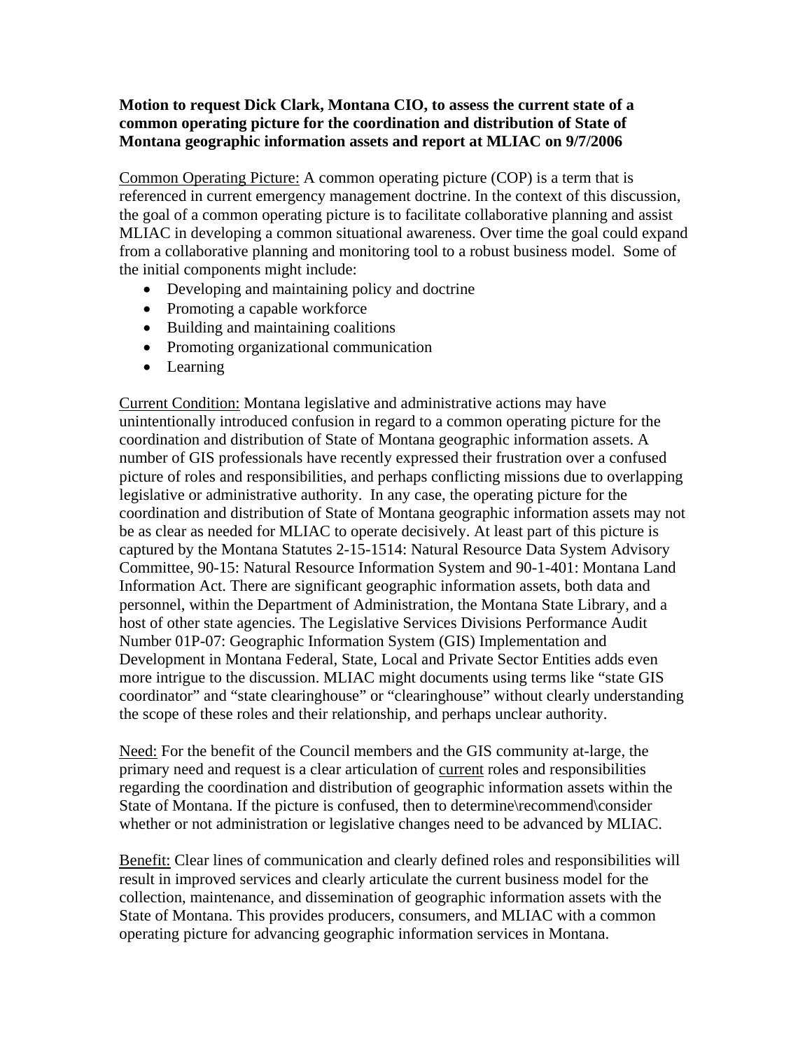**Motion to request Dick Clark, Montana CIO, to assess the current state of a common operating picture for the coordination and distribution of State of Montana geographic information assets and report at MLIAC on 9/7/2006**

<u>Common Operating Picture:</u> A common operating picture (COP) is a term that is referenced in current emergency management doctrine. In the context of this discussion, the goal of a common operating picture is to facilitate collaborative planning and assist MLIAC in developing a common situational awareness. Over time the goal could expand from a collaborative planning and monitoring tool to a robust business model. Some of the initial components might include:

- Developing and maintaining policy and doctrine
- Promoting a capable workforce
- Building and maintaining coalitions
- Promoting organizational communication
- Learning

<u>Current Condition:</u> Montana legislative and administrative actions may have unintentionally introduced confusion in regard to a common operating picture for the coordination and distribution of State of Montana geographic information assets. A number of GIS professionals have recently expressed their frustration over a confused picture of roles and responsibilities, and perhaps conflicting missions due to overlapping legislative or administrative authority. In any case, the operating picture for the coordination and distribution of State of Montana geographic information assets may not be as clear as needed for MLIAC to operate decisively. At least part of this picture is captured by the Montana Statutes 2-15-1514: Natural Resource Data System Advisory Committee, 90-15: Natural Resource Information System and 90-1-401: Montana Land Information Act. There are significant geographic information assets, both data and personnel, within the Department of Administration, the Montana State Library, and a host of other state agencies. The Legislative Services Divisions Performance Audit Number 01P-07: Geographic Information System (GIS) Implementation and Development in Montana Federal, State, Local and Private Sector Entities adds even more intrigue to the discussion. MLIAC might documents using terms like "state GIS coordinator" and "state clearinghouse" or "clearinghouse" without clearly understanding the scope of these roles and their relationship, and perhaps unclear authority.

<u>Need:</u> For the benefit of the Council members and the GIS community at-large, the primary need and request is a clear articulation of <u>current</u> roles and responsibilities regarding the coordination and distribution of geographic information assets within the State of Montana. If the picture is confused, then to determine\recommend\consider whether or not administration or legislative changes need to be advanced by MLIAC.

<u>Benefit:</u> Clear lines of communication and clearly defined roles and responsibilities will result in improved services and clearly articulate the current business model for the collection, maintenance, and dissemination of geographic information assets with the State of Montana. This provides producers, consumers, and MLIAC with a common operating picture for advancing geographic information services in Montana.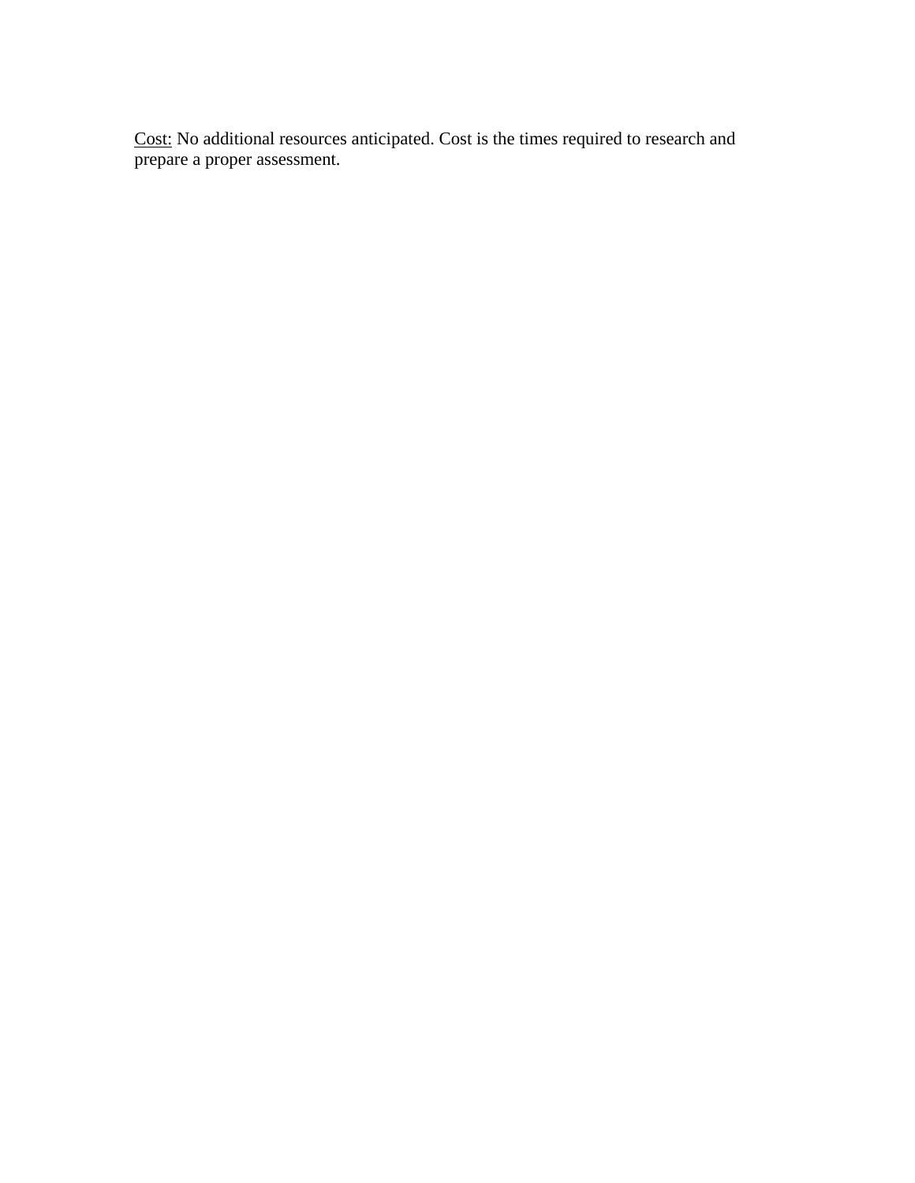<u>Cost:</u> No additional resources anticipated. Cost is the times required to research and prepare a proper assessment.